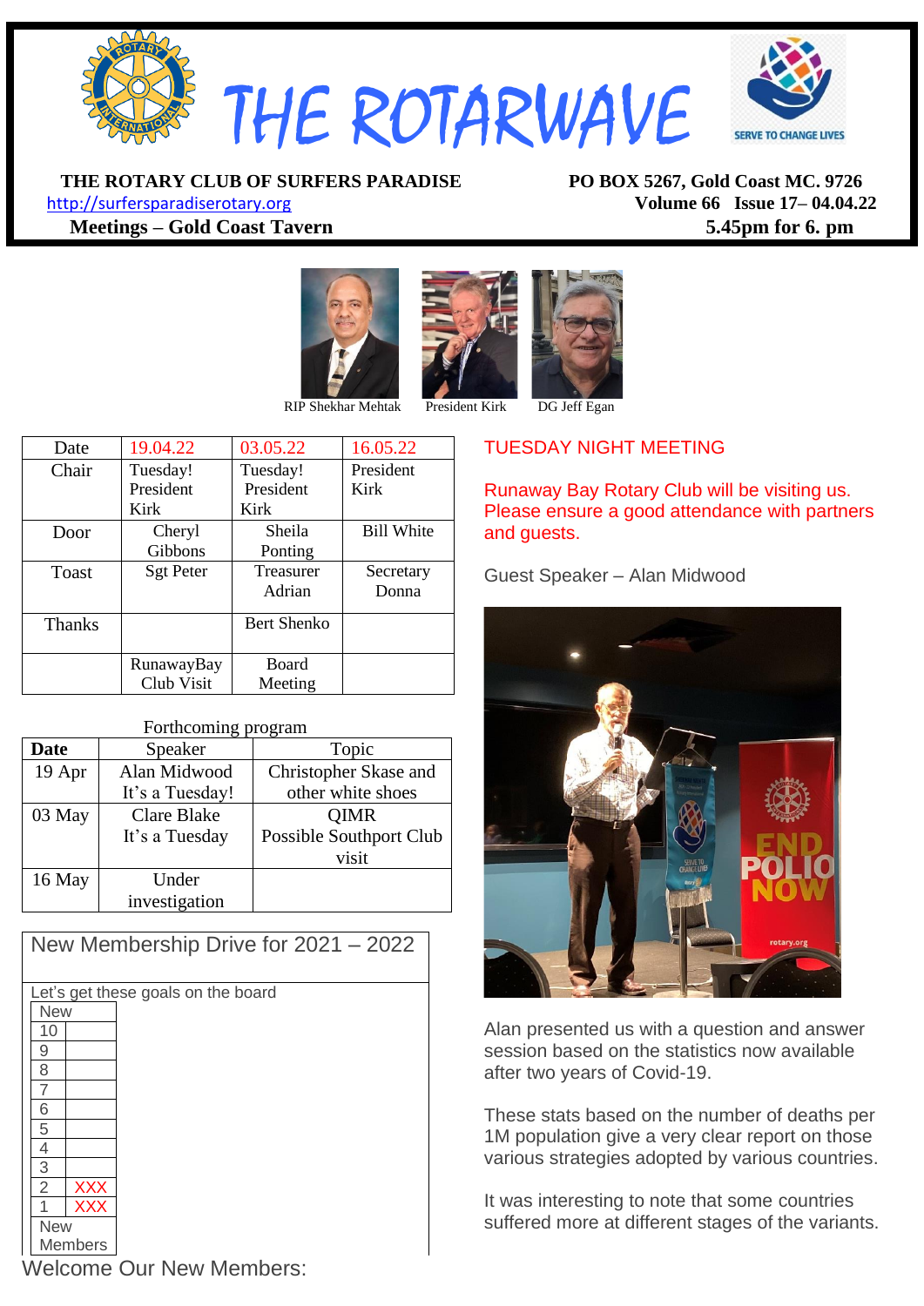# THE ROTARWAVE

**THE ROTARY CLUB OF SURFERS PARADISE** — **PO BOX 5267, Gold Coast MC. 9726**

http://surfersparadiserotary.org — **Volume 66 Issue 17– 04.04.22**

**Meetings – Gold Coast Tavern** — **5.45pm for 6. pm**

RIP Shekhar Mehtak — President Kirk — DG Jeff Egan

| Date | 19.04.22 | 03.05.22 | 16.05.22 |
|---|---|---|---|
| Chair | Tuesday! President Kirk | Tuesday! President Kirk | President Kirk |
| Door | Cheryl Gibbons | Sheila Ponting | Bill White |
| Toast | Sgt Peter | Treasurer Adrian | Secretary Donna |
| Thanks | | Bert Shenko | |
| | RunawayBay Club Visit | Board Meeting | |

Forthcoming program

| Date | Speaker | Topic |
|---|---|---|
| 19 Apr | Alan Midwood It's a Tuesday! | Christopher Skase and other white shoes |
| 03 May | Clare Blake It's a Tuesday | QIMR Possible Southport Club visit |
| 16 May | Under investigation | |

## New Membership Drive for 2021 – 2022

Let's get these goals on the board

| New | |
|---|---|
| 10 | |
| 9 | |
| 8 | |
| 7 | |
| 6 | |
| 5 | |
| 4 | |
| 3 | |
| 2 | XXX |
| 1 | XXX |
| New Members | |

Welcome Our New Members:

## TUESDAY NIGHT MEETING

Runaway Bay Rotary Club will be visiting us. Please ensure a good attendance with partners and guests.

Guest Speaker – Alan Midwood

Alan presented us with a question and answer session based on the statistics now available after two years of Covid-19.

These stats based on the number of deaths per 1M population give a very clear report on those various strategies adopted by various countries.

It was interesting to note that some countries suffered more at different stages of the variants.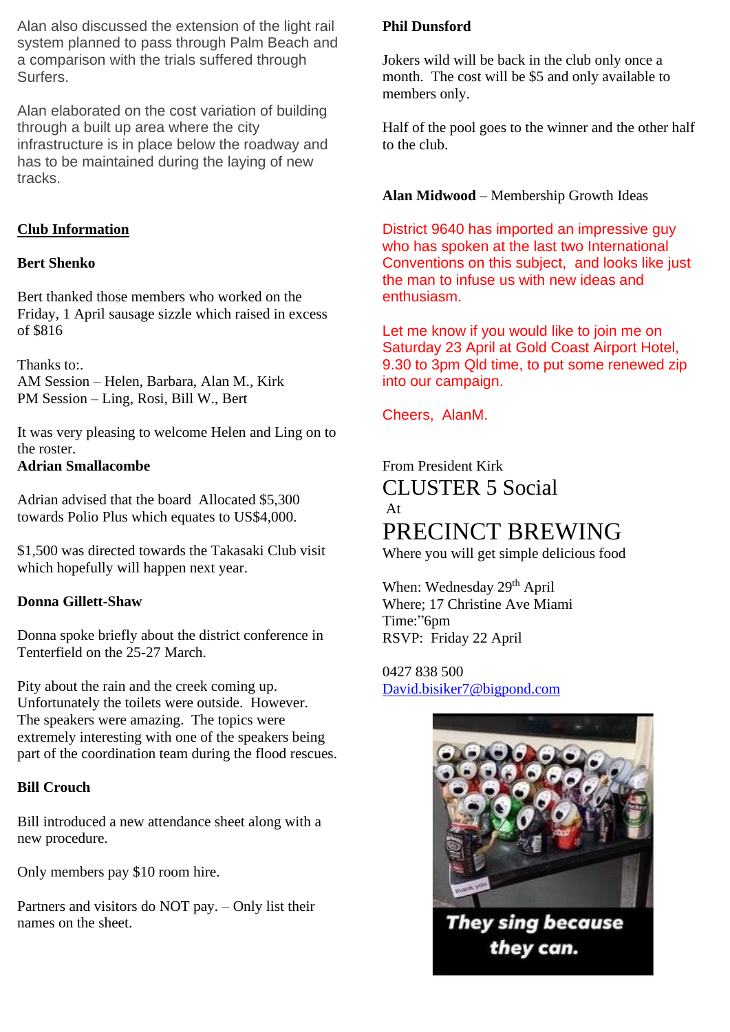Alan also discussed the extension of the light rail system planned to pass through Palm Beach and a comparison with the trials suffered through Surfers.

Alan elaborated on the cost variation of building through a built up area where the city infrastructure is in place below the roadway and has to be maintained during the laying of new tracks.

## Club Information

**Bert Shenko**

Bert thanked those members who worked on the Friday, 1 April sausage sizzle which raised in excess of $816

Thanks to:.
AM Session – Helen, Barbara, Alan M., Kirk
PM Session – Ling, Rosi, Bill W., Bert

It was very pleasing to welcome Helen and Ling on to the roster.

**Adrian Smallacombe**

Adrian advised that the board Allocated $5,300 towards Polio Plus which equates to US$4,000.

$1,500 was directed towards the Takasaki Club visit which hopefully will happen next year.

**Donna Gillett-Shaw**

Donna spoke briefly about the district conference in Tenterfield on the 25-27 March.

Pity about the rain and the creek coming up. Unfortunately the toilets were outside. However. The speakers were amazing. The topics were extremely interesting with one of the speakers being part of the coordination team during the flood rescues.

**Bill Crouch**

Bill introduced a new attendance sheet along with a new procedure.

Only members pay $10 room hire.

Partners and visitors do NOT pay. – Only list their names on the sheet.

**Phil Dunsford**

Jokers wild will be back in the club only once a month. The cost will be $5 and only available to members only.

Half of the pool goes to the winner and the other half to the club.

**Alan Midwood** – Membership Growth Ideas

District 9640 has imported an impressive guy who has spoken at the last two International Conventions on this subject, and looks like just the man to infuse us with new ideas and enthusiasm.

Let me know if you would like to join me on Saturday 23 April at Gold Coast Airport Hotel, 9.30 to 3pm Qld time, to put some renewed zip into our campaign.

Cheers, AlanM.

From President Kirk

CLUSTER 5 Social
At
PRECINCT BREWING
Where you will get simple delicious food

When: Wednesday 29th April
Where; 17 Christine Ave Miami
Time:"6pm
RSVP: Friday 22 April

0427 838 500
David.bisiker7@bigpond.com

They sing because they can.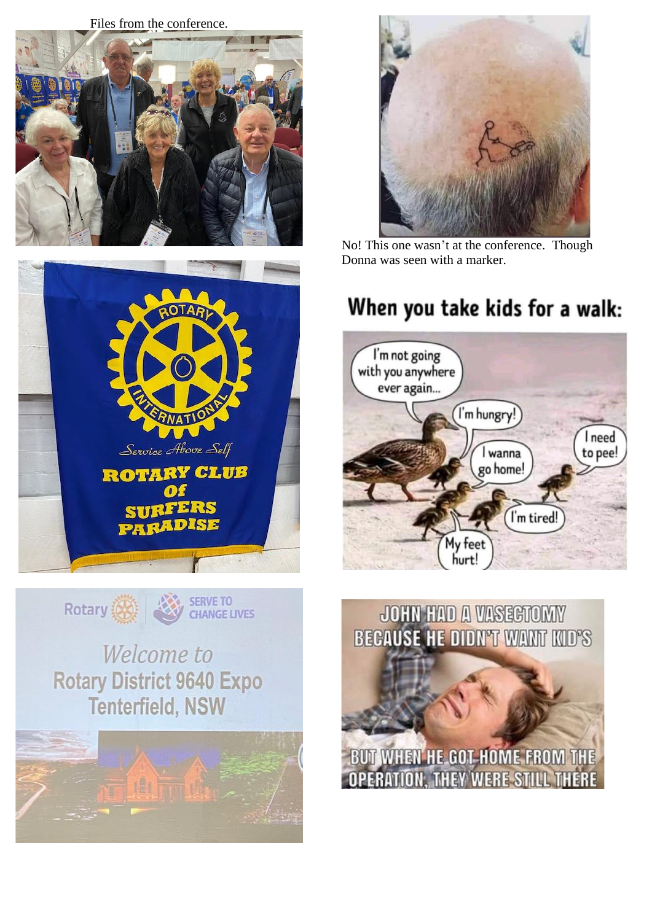Files from the conference.

No! This one wasn't at the conference. Though Donna was seen with a marker.

## When you take kids for a walk: